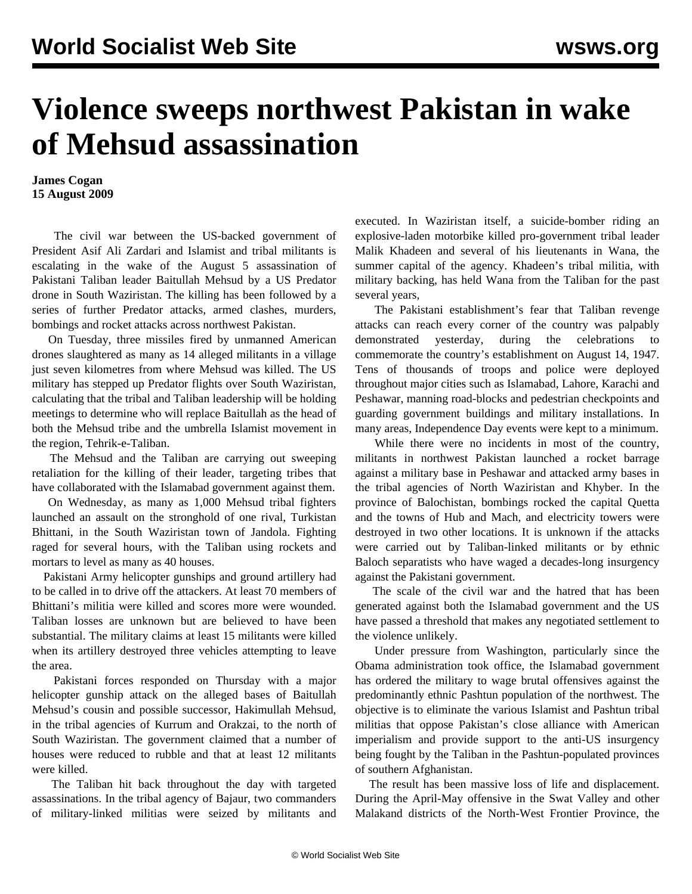# Violence sweeps northwest Pakistan in wake of Mehsud assassination

**James Cogan**
**15 August 2009**

The civil war between the US-backed government of President Asif Ali Zardari and Islamist and tribal militants is escalating in the wake of the August 5 assassination of Pakistani Taliban leader Baitullah Mehsud by a US Predator drone in South Waziristan. The killing has been followed by a series of further Predator attacks, armed clashes, murders, bombings and rocket attacks across northwest Pakistan.

On Tuesday, three missiles fired by unmanned American drones slaughtered as many as 14 alleged militants in a village just seven kilometres from where Mehsud was killed. The US military has stepped up Predator flights over South Waziristan, calculating that the tribal and Taliban leadership will be holding meetings to determine who will replace Baitullah as the head of both the Mehsud tribe and the umbrella Islamist movement in the region, Tehrik-e-Taliban.

The Mehsud and the Taliban are carrying out sweeping retaliation for the killing of their leader, targeting tribes that have collaborated with the Islamabad government against them.

On Wednesday, as many as 1,000 Mehsud tribal fighters launched an assault on the stronghold of one rival, Turkistan Bhittani, in the South Waziristan town of Jandola. Fighting raged for several hours, with the Taliban using rockets and mortars to level as many as 40 houses.

Pakistani Army helicopter gunships and ground artillery had to be called in to drive off the attackers. At least 70 members of Bhittani's militia were killed and scores more were wounded. Taliban losses are unknown but are believed to have been substantial. The military claims at least 15 militants were killed when its artillery destroyed three vehicles attempting to leave the area.

Pakistani forces responded on Thursday with a major helicopter gunship attack on the alleged bases of Baitullah Mehsud's cousin and possible successor, Hakimullah Mehsud, in the tribal agencies of Kurrum and Orakzai, to the north of South Waziristan. The government claimed that a number of houses were reduced to rubble and that at least 12 militants were killed.

The Taliban hit back throughout the day with targeted assassinations. In the tribal agency of Bajaur, two commanders of military-linked militias were seized by militants and executed. In Waziristan itself, a suicide-bomber riding an explosive-laden motorbike killed pro-government tribal leader Malik Khadeen and several of his lieutenants in Wana, the summer capital of the agency. Khadeen's tribal militia, with military backing, has held Wana from the Taliban for the past several years,

The Pakistani establishment's fear that Taliban revenge attacks can reach every corner of the country was palpably demonstrated yesterday, during the celebrations to commemorate the country's establishment on August 14, 1947. Tens of thousands of troops and police were deployed throughout major cities such as Islamabad, Lahore, Karachi and Peshawar, manning road-blocks and pedestrian checkpoints and guarding government buildings and military installations. In many areas, Independence Day events were kept to a minimum.

While there were no incidents in most of the country, militants in northwest Pakistan launched a rocket barrage against a military base in Peshawar and attacked army bases in the tribal agencies of North Waziristan and Khyber. In the province of Balochistan, bombings rocked the capital Quetta and the towns of Hub and Mach, and electricity towers were destroyed in two other locations. It is unknown if the attacks were carried out by Taliban-linked militants or by ethnic Baloch separatists who have waged a decades-long insurgency against the Pakistani government.

The scale of the civil war and the hatred that has been generated against both the Islamabad government and the US have passed a threshold that makes any negotiated settlement to the violence unlikely.

Under pressure from Washington, particularly since the Obama administration took office, the Islamabad government has ordered the military to wage brutal offensives against the predominantly ethnic Pashtun population of the northwest. The objective is to eliminate the various Islamist and Pashtun tribal militias that oppose Pakistan's close alliance with American imperialism and provide support to the anti-US insurgency being fought by the Taliban in the Pashtun-populated provinces of southern Afghanistan.

The result has been massive loss of life and displacement. During the April-May offensive in the Swat Valley and other Malakand districts of the North-West Frontier Province, the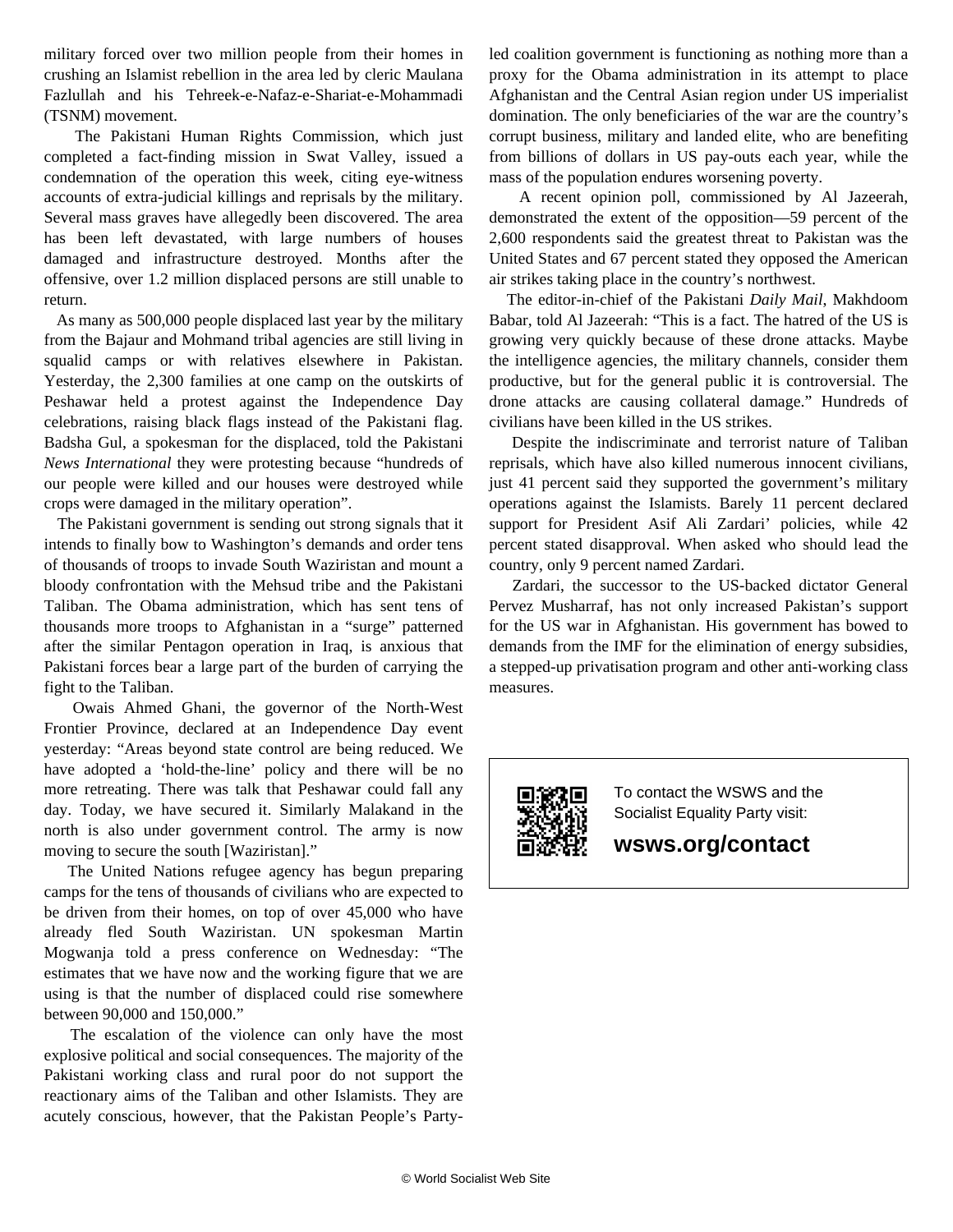military forced over two million people from their homes in crushing an Islamist rebellion in the area led by cleric Maulana Fazlullah and his Tehreek-e-Nafaz-e-Shariat-e-Mohammadi (TSNM) movement.

The Pakistani Human Rights Commission, which just completed a fact-finding mission in Swat Valley, issued a condemnation of the operation this week, citing eye-witness accounts of extra-judicial killings and reprisals by the military. Several mass graves have allegedly been discovered. The area has been left devastated, with large numbers of houses damaged and infrastructure destroyed. Months after the offensive, over 1.2 million displaced persons are still unable to return.

As many as 500,000 people displaced last year by the military from the Bajaur and Mohmand tribal agencies are still living in squalid camps or with relatives elsewhere in Pakistan. Yesterday, the 2,300 families at one camp on the outskirts of Peshawar held a protest against the Independence Day celebrations, raising black flags instead of the Pakistani flag. Badsha Gul, a spokesman for the displaced, told the Pakistani *News International* they were protesting because "hundreds of our people were killed and our houses were destroyed while crops were damaged in the military operation".

The Pakistani government is sending out strong signals that it intends to finally bow to Washington's demands and order tens of thousands of troops to invade South Waziristan and mount a bloody confrontation with the Mehsud tribe and the Pakistani Taliban. The Obama administration, which has sent tens of thousands more troops to Afghanistan in a "surge" patterned after the similar Pentagon operation in Iraq, is anxious that Pakistani forces bear a large part of the burden of carrying the fight to the Taliban.

Owais Ahmed Ghani, the governor of the North-West Frontier Province, declared at an Independence Day event yesterday: "Areas beyond state control are being reduced. We have adopted a 'hold-the-line' policy and there will be no more retreating. There was talk that Peshawar could fall any day. Today, we have secured it. Similarly Malakand in the north is also under government control. The army is now moving to secure the south [Waziristan]."

The United Nations refugee agency has begun preparing camps for the tens of thousands of civilians who are expected to be driven from their homes, on top of over 45,000 who have already fled South Waziristan. UN spokesman Martin Mogwanja told a press conference on Wednesday: "The estimates that we have now and the working figure that we are using is that the number of displaced could rise somewhere between 90,000 and 150,000."

The escalation of the violence can only have the most explosive political and social consequences. The majority of the Pakistani working class and rural poor do not support the reactionary aims of the Taliban and other Islamists. They are acutely conscious, however, that the Pakistan People's Party-led coalition government is functioning as nothing more than a proxy for the Obama administration in its attempt to place Afghanistan and the Central Asian region under US imperialist domination. The only beneficiaries of the war are the country's corrupt business, military and landed elite, who are benefiting from billions of dollars in US pay-outs each year, while the mass of the population endures worsening poverty.

A recent opinion poll, commissioned by Al Jazeerah, demonstrated the extent of the opposition—59 percent of the 2,600 respondents said the greatest threat to Pakistan was the United States and 67 percent stated they opposed the American air strikes taking place in the country's northwest.

The editor-in-chief of the Pakistani *Daily Mail*, Makhdoom Babar, told Al Jazeerah: "This is a fact. The hatred of the US is growing very quickly because of these drone attacks. Maybe the intelligence agencies, the military channels, consider them productive, but for the general public it is controversial. The drone attacks are causing collateral damage." Hundreds of civilians have been killed in the US strikes.

Despite the indiscriminate and terrorist nature of Taliban reprisals, which have also killed numerous innocent civilians, just 41 percent said they supported the government's military operations against the Islamists. Barely 11 percent declared support for President Asif Ali Zardari' policies, while 42 percent stated disapproval. When asked who should lead the country, only 9 percent named Zardari.

Zardari, the successor to the US-backed dictator General Pervez Musharraf, has not only increased Pakistan's support for the US war in Afghanistan. His government has bowed to demands from the IMF for the elimination of energy subsidies, a stepped-up privatisation program and other anti-working class measures.

To contact the WSWS and the Socialist Equality Party visit:

**wsws.org/contact**